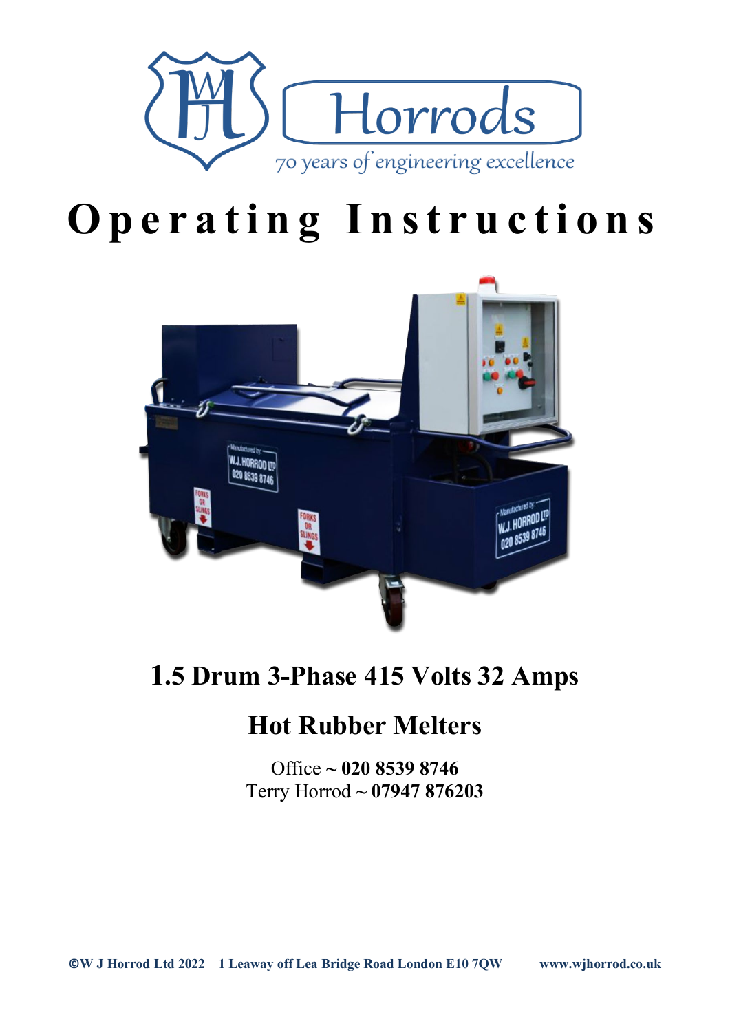Horrods

70 years of engineering excellence

# Operating Instructions

## 1.5 Drum 3-Phase 415 Volts 32 Amps

## Hot Rubber Melters

Office ~ **020 8539 8746**
Terry Horrod ~ **07947 876203**

**©W J Horrod Ltd 2022 1 Leaway off Lea Bridge Road London E10 7QW www.wjhorrod.co.uk**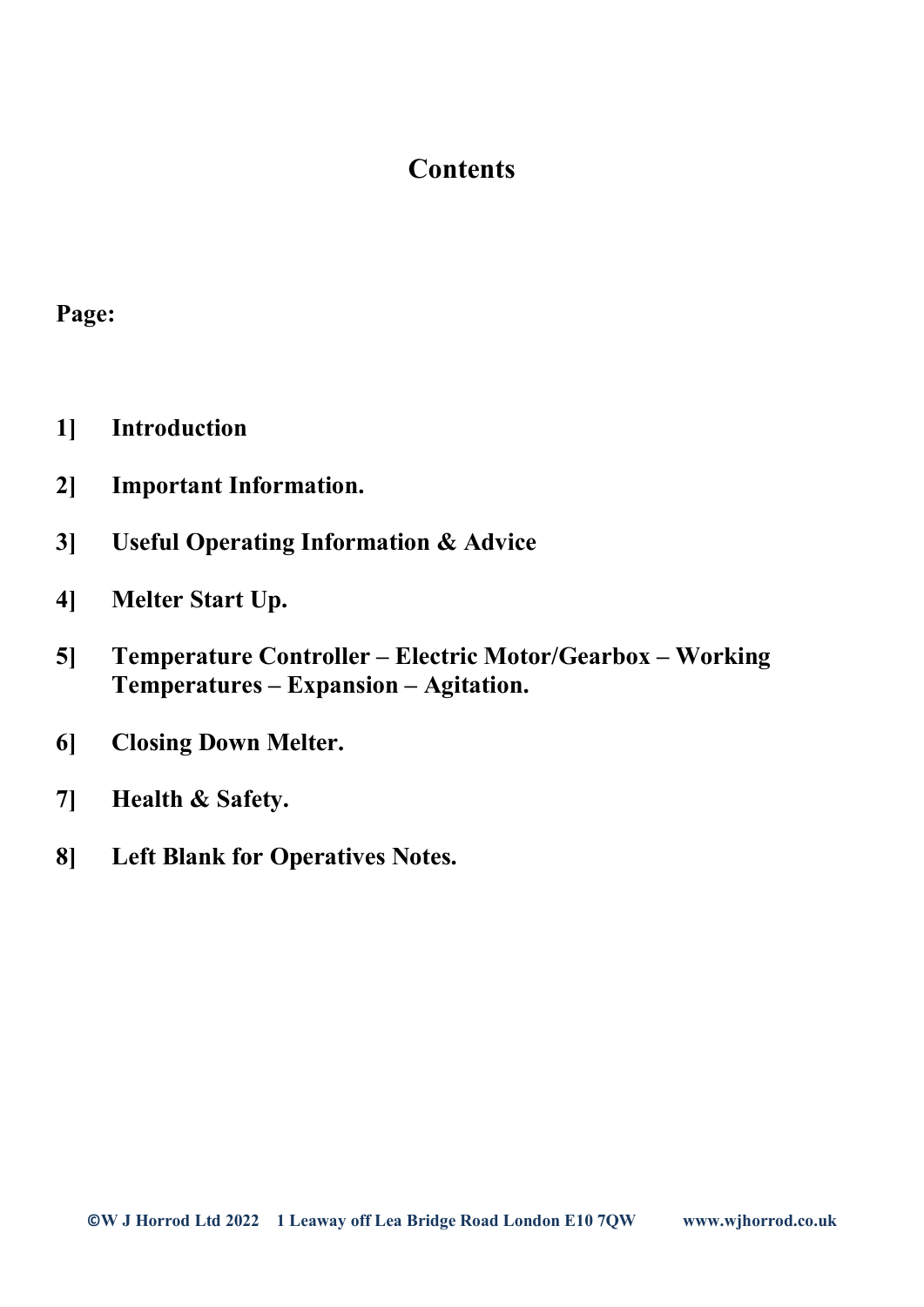# Contents

**Page:**

**1]** **Introduction**

**2]** **Important Information.**

**3]** **Useful Operating Information & Advice**

**4]** **Melter Start Up.**

**5]** **Temperature Controller – Electric Motor/Gearbox – Working Temperatures – Expansion – Agitation.**

**6]** **Closing Down Melter.**

**7]** **Health & Safety.**

**8]** **Left Blank for Operatives Notes.**

**©W J Horrod Ltd 2022 1 Leaway off Lea Bridge Road London E10 7QW www.wjhorrod.co.uk**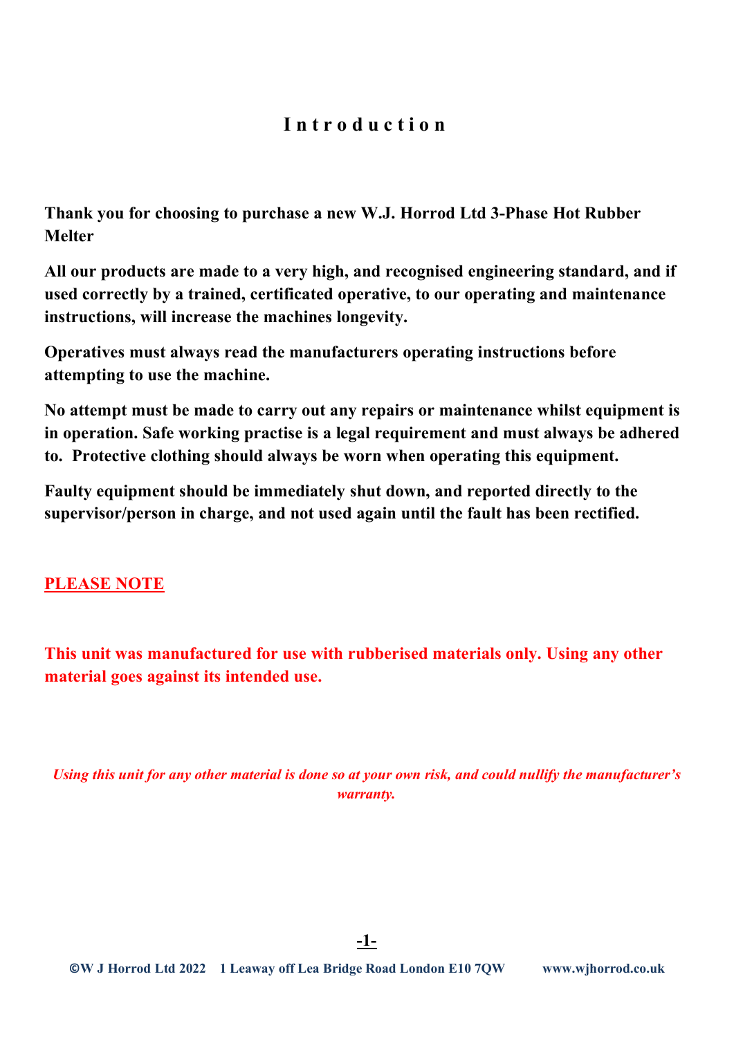# Introduction

**Thank you for choosing to purchase a new W.J. Horrod Ltd 3-Phase Hot Rubber Melter**

**All our products are made to a very high, and recognised engineering standard, and if used correctly by a trained, certificated operative, to our operating and maintenance instructions, will increase the machines longevity.**

**Operatives must always read the manufacturers operating instructions before attempting to use the machine.**

**No attempt must be made to carry out any repairs or maintenance whilst equipment is in operation. Safe working practise is a legal requirement and must always be adhered to. Protective clothing should always be worn when operating this equipment.**

**Faulty equipment should be immediately shut down, and reported directly to the supervisor/person in charge, and not used again until the fault has been rectified.**

**PLEASE NOTE**

**This unit was manufactured for use with rubberised materials only. Using any other material goes against its intended use.**

***Using this unit for any other material is done so at your own risk, and could nullify the manufacturer's warranty.***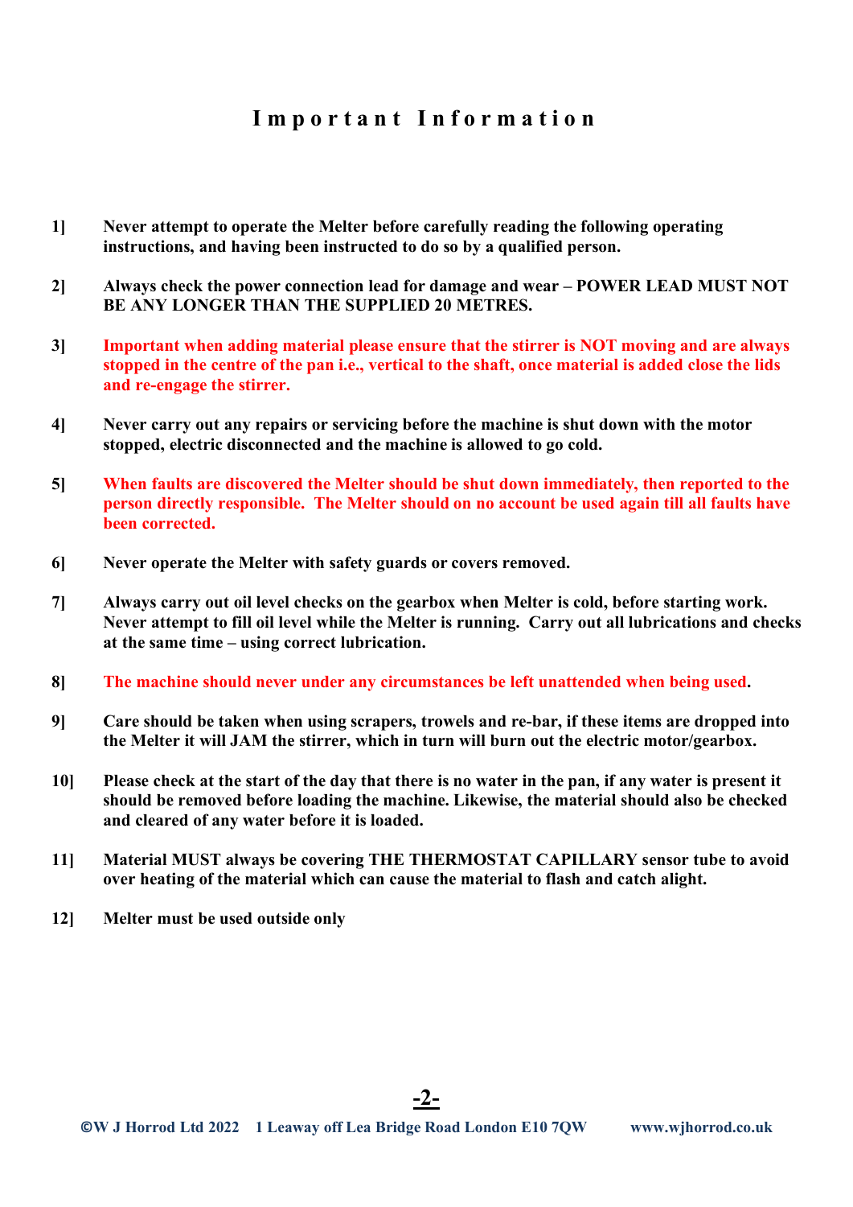# Important Information

**1]** **Never attempt to operate the Melter before carefully reading the following operating instructions, and having been instructed to do so by a qualified person.**

**2]** **Always check the power connection lead for damage and wear – POWER LEAD MUST NOT BE ANY LONGER THAN THE SUPPLIED 20 METRES.**

**3]** **Important when adding material please ensure that the stirrer is NOT moving and are always stopped in the centre of the pan i.e., vertical to the shaft, once material is added close the lids and re-engage the stirrer.**

**4]** **Never carry out any repairs or servicing before the machine is shut down with the motor stopped, electric disconnected and the machine is allowed to go cold.**

**5]** **When faults are discovered the Melter should be shut down immediately, then reported to the person directly responsible. The Melter should on no account be used again till all faults have been corrected.**

**6]** **Never operate the Melter with safety guards or covers removed.**

**7]** **Always carry out oil level checks on the gearbox when Melter is cold, before starting work. Never attempt to fill oil level while the Melter is running. Carry out all lubrications and checks at the same time – using correct lubrication.**

**8]** **The machine should never under any circumstances be left unattended when being used.**

**9]** **Care should be taken when using scrapers, trowels and re-bar, if these items are dropped into the Melter it will JAM the stirrer, which in turn will burn out the electric motor/gearbox.**

**10]** **Please check at the start of the day that there is no water in the pan, if any water is present it should be removed before loading the machine. Likewise, the material should also be checked and cleared of any water before it is loaded.**

**11]** **Material MUST always be covering THE THERMOSTAT CAPILLARY sensor tube to avoid over heating of the material which can cause the material to flash and catch alight.**

**12]** **Melter must be used outside only**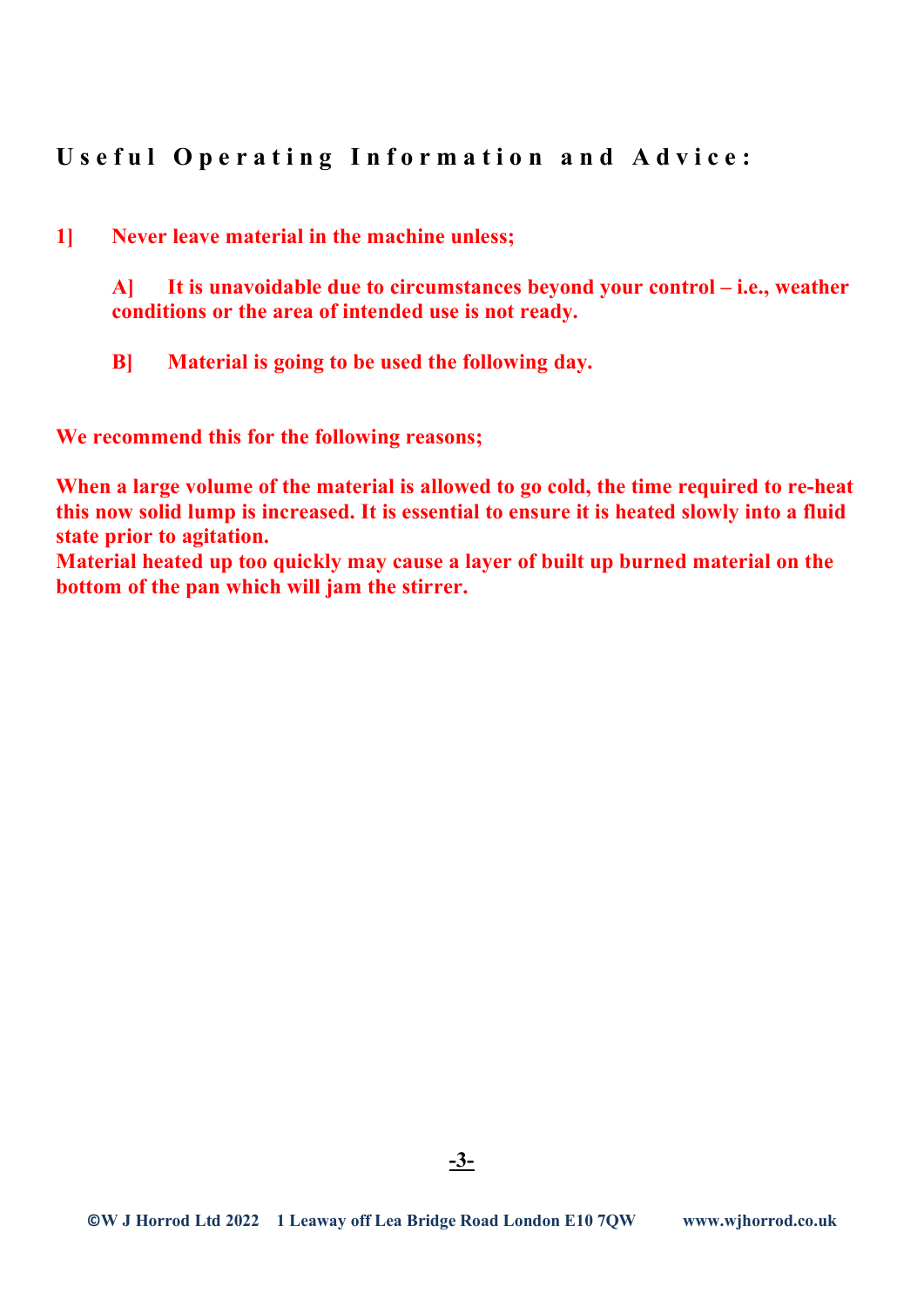## Useful Operating Information and Advice:

**1] Never leave material in the machine unless;**

> **A] It is unavoidable due to circumstances beyond your control – i.e., weather conditions or the area of intended use is not ready.**
>
> **B] Material is going to be used the following day.**

**We recommend this for the following reasons;**

**When a large volume of the material is allowed to go cold, the time required to re-heat this now solid lump is increased. It is essential to ensure it is heated slowly into a fluid state prior to agitation.**
**Material heated up too quickly may cause a layer of built up burned material on the bottom of the pan which will jam the stirrer.**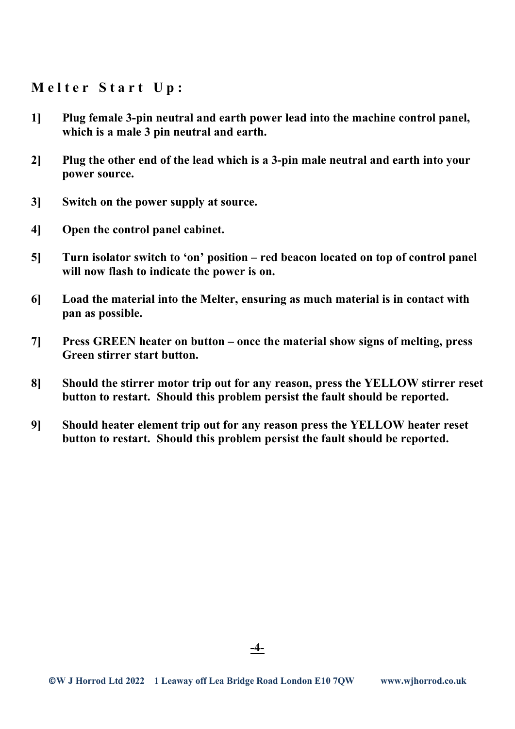## Melter Start Up:

**1] Plug female 3-pin neutral and earth power lead into the machine control panel, which is a male 3 pin neutral and earth.**

**2] Plug the other end of the lead which is a 3-pin male neutral and earth into your power source.**

**3] Switch on the power supply at source.**

**4] Open the control panel cabinet.**

**5] Turn isolator switch to 'on' position – red beacon located on top of control panel will now flash to indicate the power is on.**

**6] Load the material into the Melter, ensuring as much material is in contact with pan as possible.**

**7] Press GREEN heater on button – once the material show signs of melting, press Green stirrer start button.**

**8] Should the stirrer motor trip out for any reason, press the YELLOW stirrer reset button to restart. Should this problem persist the fault should be reported.**

**9] Should heater element trip out for any reason press the YELLOW heater reset button to restart. Should this problem persist the fault should be reported.**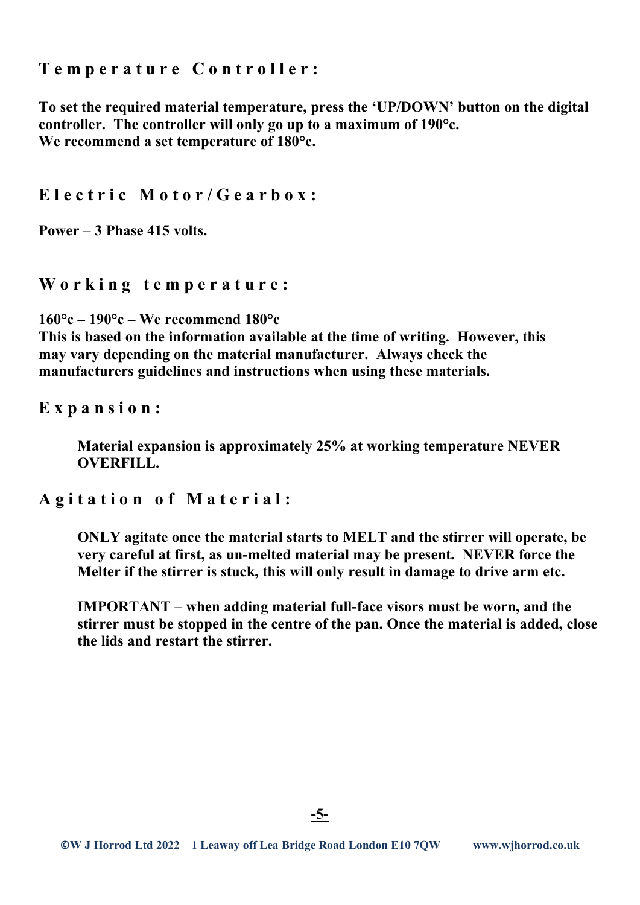## Temperature Controller:

**To set the required material temperature, press the 'UP/DOWN' button on the digital controller. The controller will only go up to a maximum of 190°c.**
**We recommend a set temperature of 180°c.**

## Electric Motor/Gearbox:

**Power – 3 Phase 415 volts.**

## Working temperature:

**160°c – 190°c – We recommend 180°c**
**This is based on the information available at the time of writing. However, this may vary depending on the material manufacturer. Always check the manufacturers guidelines and instructions when using these materials.**

## Expansion:

**Material expansion is approximately 25% at working temperature NEVER OVERFILL.**

## Agitation of Material:

**ONLY agitate once the material starts to MELT and the stirrer will operate, be very careful at first, as un-melted material may be present. NEVER force the Melter if the stirrer is stuck, this will only result in damage to drive arm etc.**

**IMPORTANT – when adding material full-face visors must be worn, and the stirrer must be stopped in the centre of the pan. Once the material is added, close the lids and restart the stirrer.**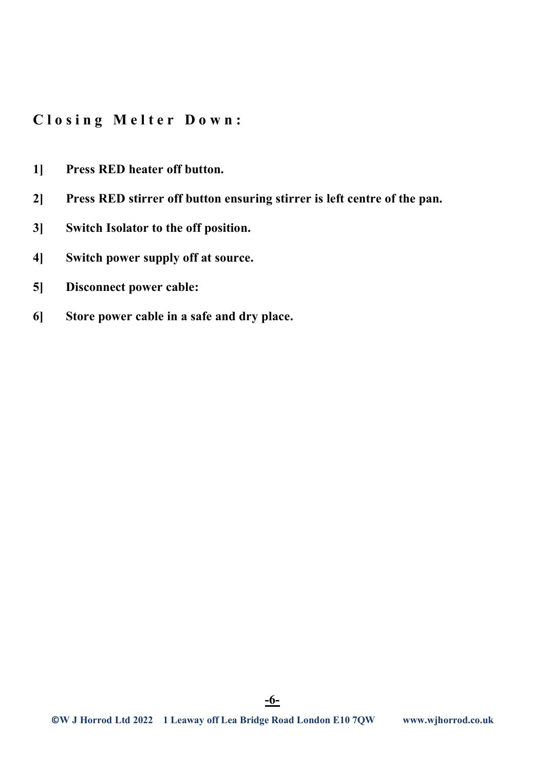## Closing Melter Down:

**1] Press RED heater off button.**

**2] Press RED stirrer off button ensuring stirrer is left centre of the pan.**

**3] Switch Isolator to the off position.**

**4] Switch power supply off at source.**

**5] Disconnect power cable:**

**6] Store power cable in a safe and dry place.**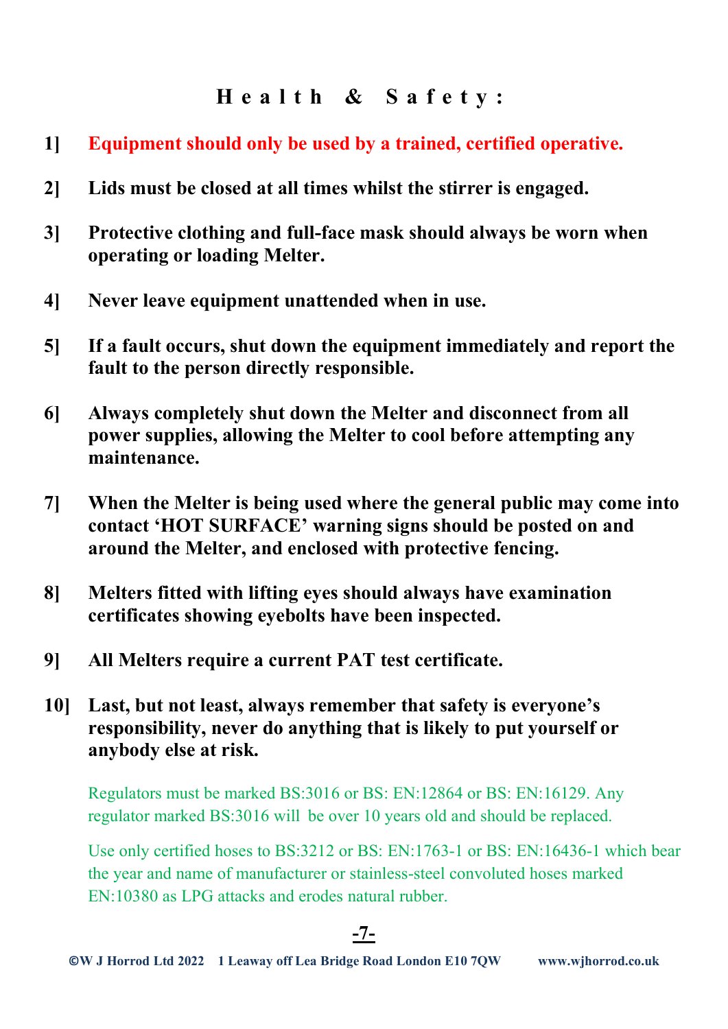# Health & Safety:

1] **Equipment should only be used by a trained, certified operative.**

2] **Lids must be closed at all times whilst the stirrer is engaged.**

3] **Protective clothing and full-face mask should always be worn when operating or loading Melter.**

4] **Never leave equipment unattended when in use.**

5] **If a fault occurs, shut down the equipment immediately and report the fault to the person directly responsible.**

6] **Always completely shut down the Melter and disconnect from all power supplies, allowing the Melter to cool before attempting any maintenance.**

7] **When the Melter is being used where the general public may come into contact 'HOT SURFACE' warning signs should be posted on and around the Melter, and enclosed with protective fencing.**

8] **Melters fitted with lifting eyes should always have examination certificates showing eyebolts have been inspected.**

9] **All Melters require a current PAT test certificate.**

10] **Last, but not least, always remember that safety is everyone's responsibility, never do anything that is likely to put yourself or anybody else at risk.**

Regulators must be marked BS:3016 or BS: EN:12864 or BS: EN:16129. Any regulator marked BS:3016 will be over 10 years old and should be replaced.

Use only certified hoses to BS:3212 or BS: EN:1763-1 or BS: EN:16436-1 which bear the year and name of manufacturer or stainless-steel convoluted hoses marked EN:10380 as LPG attacks and erodes natural rubber.

©W J Horrod Ltd 2022 1 Leaway off Lea Bridge Road London E10 7QW www.wjhorrod.co.uk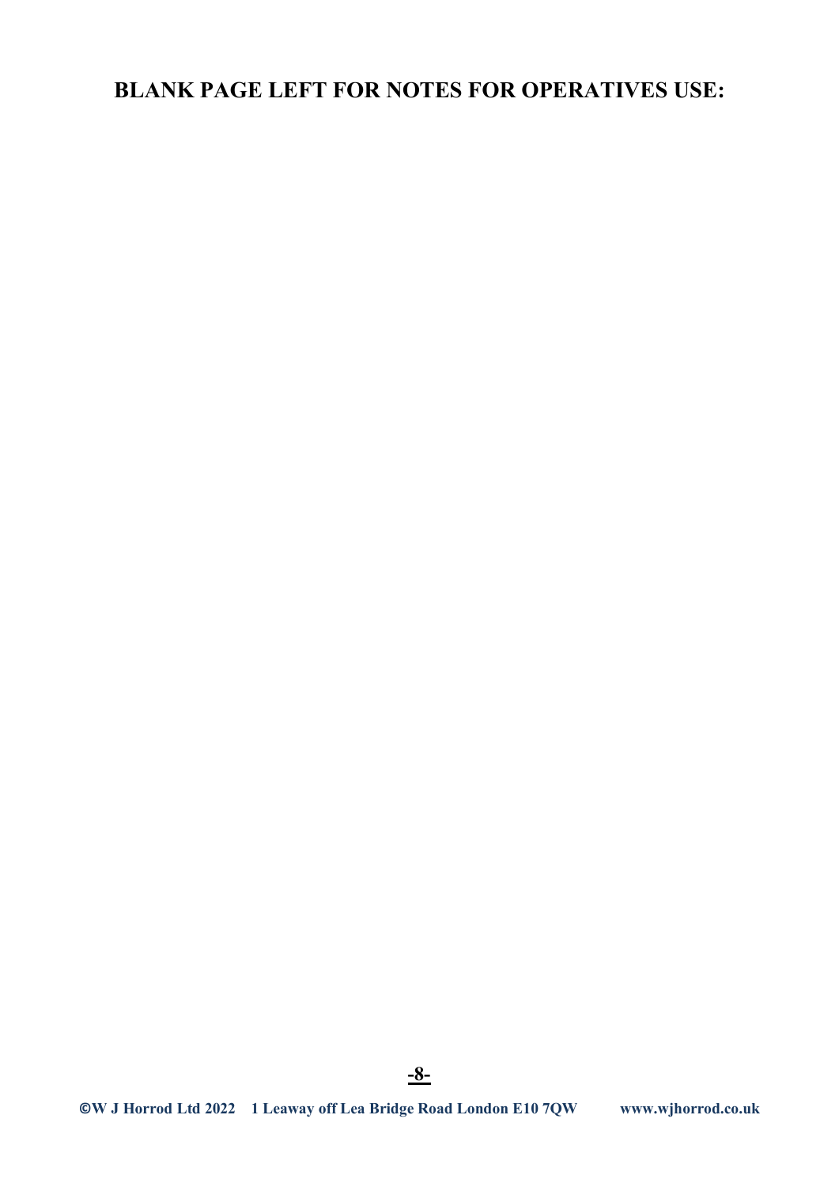**BLANK PAGE LEFT FOR NOTES FOR OPERATIVES USE:**